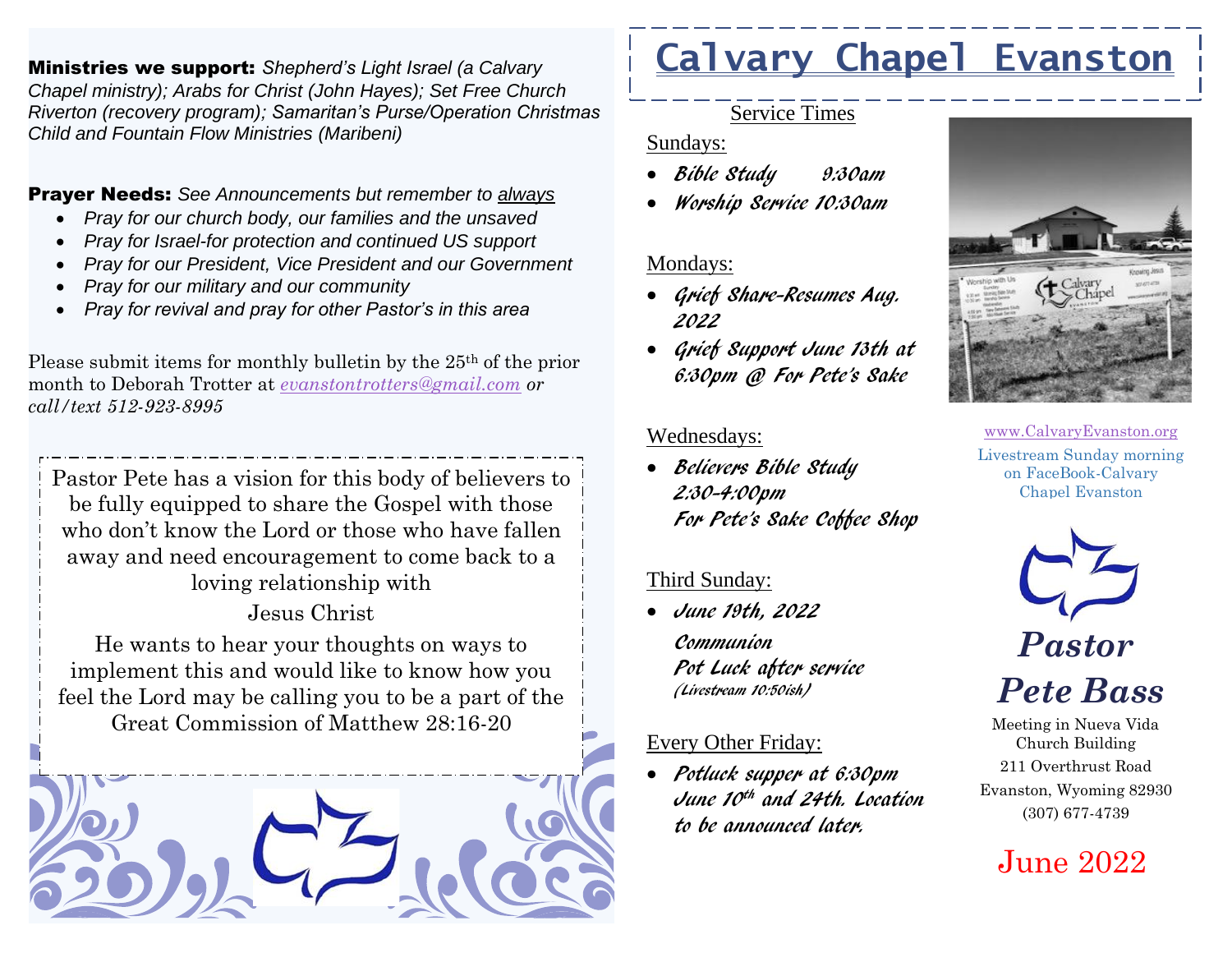**Ministries we support:** *Shepherd's Light Israel (a Calvary Chapel ministry); Arabs for Christ (John Hayes); Set Free Church Riverton (recovery program); Samaritan's Purse/Operation Christmas Child and Fountain Flow Ministries (Maribeni)*

**Prayer Needs:** *See Announcements but remember to always*

- *Pray for our church body, our families and the unsaved*
- *Pray for Israel-for protection and continued US support*
- *Pray for our President, Vice President and our Government*
- *Pray for our military and our community*
- *Pray for revival and pray for other Pastor's in this area*

Please submit items for monthly bulletin by the 25th of the prior month to Deborah Trotter at *evanstontrotters@gmail.com or call/text 512-923-8995*

Pastor Pete has a vision for this body of believers to be fully equipped to share the Gospel with those who don't know the Lord or those who have fallen away and need encouragement to come back to a loving relationship with

Jesus Christ

He wants to hear your thoughts on ways to implement this and would like to know how you feel the Lord may be calling you to be a part of the Great Commission of Matthew 28:16-20

# Calvary Chapel Evanston

## Service Times

Sundays:

- *Bible Study 9:30am*
- *Worship Service 10:30am*

Mondays:

- *Grief Share-Resumes Aug. 2022*
- *Grief Support June 13th at 6:30pm @ For Pete's Sake*

Wednesdays:

- *Believers Bible Study 2:30-4:00pm For Pete's Sake Coffee Shop*

Third Sunday:

- *June 19th, 2022*

  *Communion*
  *Pot Luck after service*
  *(Livestream 10:50ish)*

Every Other Friday:

- *Potluck supper at 6:30pm June 10th and 24th. Location to be announced later.*

www.CalvaryEvanston.org

Livestream Sunday morning on FaceBook-Calvary Chapel Evanston

***Pastor Pete Bass***

Meeting in Nueva Vida Church Building
211 Overthrust Road
Evanston, Wyoming 82930
(307) 677-4739

June 2022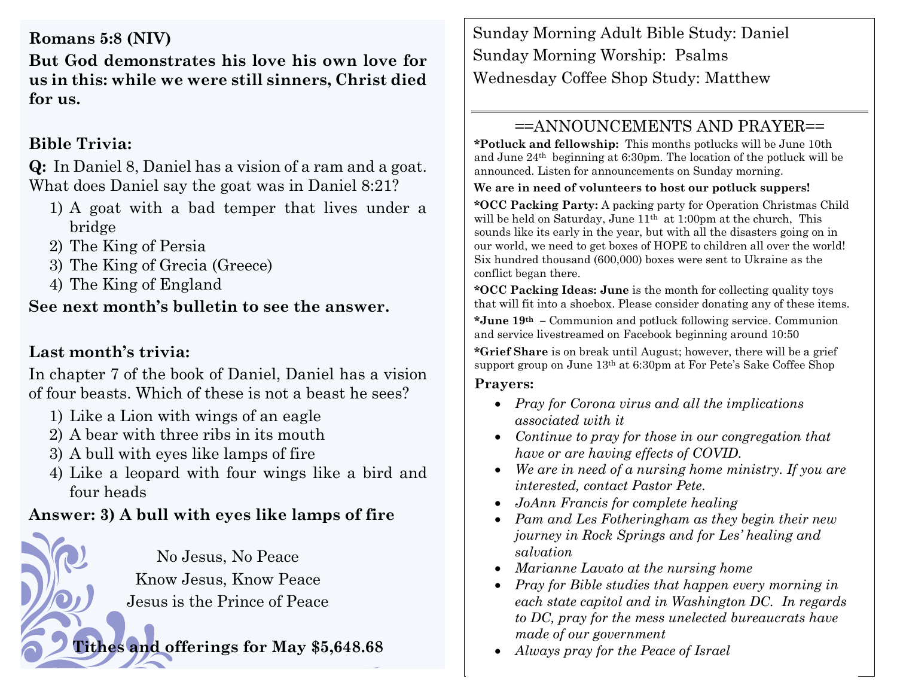**Romans 5:8 (NIV)**

**But God demonstrates his love his own love for us in this: while we were still sinners, Christ died for us.**

**Bible Trivia:**

**Q:** In Daniel 8, Daniel has a vision of a ram and a goat. What does Daniel say the goat was in Daniel 8:21?

1) A goat with a bad temper that lives under a bridge
2) The King of Persia
3) The King of Grecia (Greece)
4) The King of England

**See next month's bulletin to see the answer.**

**Last month's trivia:**

In chapter 7 of the book of Daniel, Daniel has a vision of four beasts. Which of these is not a beast he sees?

1) Like a Lion with wings of an eagle
2) A bear with three ribs in its mouth
3) A bull with eyes like lamps of fire
4) Like a leopard with four wings like a bird and four heads

**Answer: 3) A bull with eyes like lamps of fire**

No Jesus, No Peace
Know Jesus, Know Peace
Jesus is the Prince of Peace

**Tithes and offerings for May $5,648.68**

Sunday Morning Adult Bible Study: Daniel
Sunday Morning Worship: Psalms
Wednesday Coffee Shop Study: Matthew

==ANNOUNCEMENTS AND PRAYER==

**\*Potluck and fellowship:** This months potlucks will be June 10th and June 24th beginning at 6:30pm. The location of the potluck will be announced. Listen for announcements on Sunday morning.

**We are in need of volunteers to host our potluck suppers!**

**\*OCC Packing Party:** A packing party for Operation Christmas Child will be held on Saturday, June 11th at 1:00pm at the church, This sounds like its early in the year, but with all the disasters going on in our world, we need to get boxes of HOPE to children all over the world! Six hundred thousand (600,000) boxes were sent to Ukraine as the conflict began there.

**\*OCC Packing Ideas: June** is the month for collecting quality toys that will fit into a shoebox. Please consider donating any of these items.

**\*June 19th** – Communion and potluck following service. Communion and service livestreamed on Facebook beginning around 10:50

**\*Grief Share** is on break until August; however, there will be a grief support group on June 13th at 6:30pm at For Pete's Sake Coffee Shop

**Prayers:**

- *Pray for Corona virus and all the implications associated with it*
- *Continue to pray for those in our congregation that have or are having effects of COVID.*
- *We are in need of a nursing home ministry. If you are interested, contact Pastor Pete.*
- *JoAnn Francis for complete healing*
- *Pam and Les Fotheringham as they begin their new journey in Rock Springs and for Les' healing and salvation*
- *Marianne Lavato at the nursing home*
- *Pray for Bible studies that happen every morning in each state capitol and in Washington DC. In regards to DC, pray for the mess unelected bureaucrats have made of our government*
- *Always pray for the Peace of Israel*